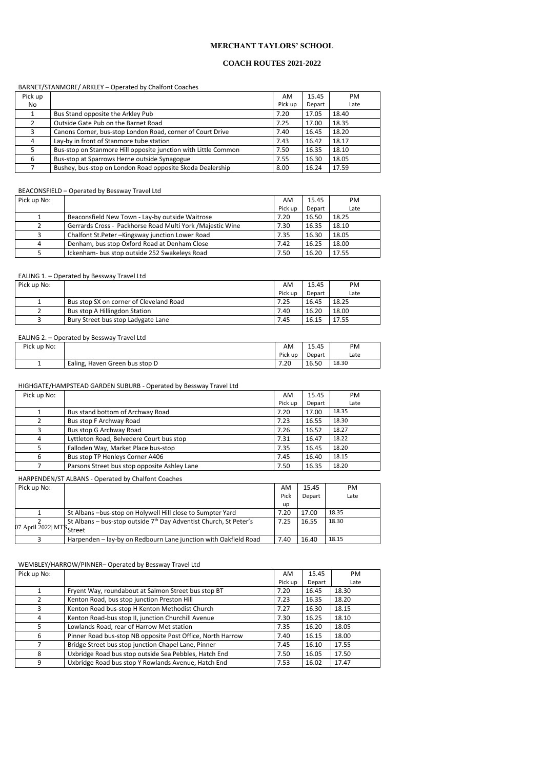# MERCHANT TAYLORS' SCHOOL

## COACH ROUTES 2021-2022

BARNET/STANMORE/ ARKLEY – Operated by Chalfont Coaches

| Pick up No |  | AM Pick up | 15.45 Depart | PM Late |
|---|---|---|---|---|
| 1 | Bus Stand opposite the Arkley Pub | 7.20 | 17.05 | 18.40 |
| 2 | Outside Gate Pub on the Barnet Road | 7.25 | 17.00 | 18.35 |
| 3 | Canons Corner, bus-stop London Road, corner of Court Drive | 7.40 | 16.45 | 18.20 |
| 4 | Lay-by in front of Stanmore tube station | 7.43 | 16.42 | 18.17 |
| 5 | Bus-stop on Stanmore Hill opposite junction with Little Common | 7.50 | 16.35 | 18.10 |
| 6 | Bus-stop at Sparrows Herne outside Synagogue | 7.55 | 16.30 | 18.05 |
| 7 | Bushey, bus-stop on London Road opposite Skoda Dealership | 8.00 | 16.24 | 17.59 |

BEACONSFIELD – Operated by Bessway Travel Ltd

| Pick up No: |  | AM Pick up | 15.45 Depart | PM Late |
|---|---|---|---|---|
| 1 | Beaconsfield New Town - Lay-by outside Waitrose | 7.20 | 16.50 | 18.25 |
| 2 | Gerrards Cross - Packhorse Road Multi York /Majestic Wine | 7.30 | 16.35 | 18.10 |
| 3 | Chalfont St.Peter –Kingsway junction Lower Road | 7.35 | 16.30 | 18.05 |
| 4 | Denham, bus stop Oxford Road at Denham Close | 7.42 | 16.25 | 18.00 |
| 5 | Ickenham- bus stop outside 252 Swakeleys Road | 7.50 | 16.20 | 17.55 |

EALING 1. – Operated by Bessway Travel Ltd

| Pick up No: |  | AM Pick up | 15.45 Depart | PM Late |
|---|---|---|---|---|
| 1 | Bus stop SX on corner of Cleveland Road | 7.25 | 16.45 | 18.25 |
| 2 | Bus stop A Hillingdon Station | 7.40 | 16.20 | 18.00 |
| 3 | Bury Street bus stop Ladygate Lane | 7.45 | 16.15 | 17.55 |

EALING 2. – Operated by Bessway Travel Ltd

| Pick up No: |  | AM Pick up | 15.45 Depart | PM Late |
|---|---|---|---|---|
| 1 | Ealing, Haven Green bus stop D | 7.20 | 16.50 | 18.30 |

HIGHGATE/HAMPSTEAD GARDEN SUBURB - Operated by Bessway Travel Ltd

| Pick up No: |  | AM Pick up | 15.45 Depart | PM Late |
|---|---|---|---|---|
| 1 | Bus stand bottom of Archway Road | 7.20 | 17.00 | 18.35 |
| 2 | Bus stop F Archway Road | 7.23 | 16.55 | 18.30 |
| 3 | Bus stop G Archway Road | 7.26 | 16.52 | 18.27 |
| 4 | Lyttleton Road, Belvedere Court bus stop | 7.31 | 16.47 | 18.22 |
| 5 | Falloden Way, Market Place bus-stop | 7.35 | 16.45 | 18.20 |
| 6 | Bus stop TP Henleys Corner A406 | 7.45 | 16.40 | 18.15 |
| 7 | Parsons Street bus stop opposite Ashley Lane | 7.50 | 16.35 | 18.20 |

HARPENDEN/ST ALBANS - Operated by Chalfont Coaches

| Pick up No: |  | AM Pick up | 15.45 Depart | PM Late |
|---|---|---|---|---|
| 1 | St Albans –bus-stop on Holywell Hill close to Sumpter Yard | 7.20 | 17.00 | 18.35 |
| 2 | St Albans – bus-stop outside 7th Day Adventist Church, St Peter's Street | 7.25 | 16.55 | 18.30 |
| 3 | Harpenden – lay-by on Redbourn Lane junction with Oakfield Road | 7.40 | 16.40 | 18.15 |

WEMBLEY/HARROW/PINNER– Operated by Bessway Travel Ltd

| Pick up No: |  | AM Pick up | 15.45 Depart | PM Late |
|---|---|---|---|---|
| 1 | Fryent Way, roundabout at Salmon Street bus stop BT | 7.20 | 16.45 | 18.30 |
| 2 | Kenton Road, bus stop junction Preston Hill | 7.23 | 16.35 | 18.20 |
| 3 | Kenton Road bus-stop H Kenton Methodist Church | 7.27 | 16.30 | 18.15 |
| 4 | Kenton Road-bus stop II, junction Churchill Avenue | 7.30 | 16.25 | 18.10 |
| 5 | Lowlands Road, rear of Harrow Met station | 7.35 | 16.20 | 18.05 |
| 6 | Pinner Road bus-stop NB opposite Post Office, North Harrow | 7.40 | 16.15 | 18.00 |
| 7 | Bridge Street bus stop junction Chapel Lane, Pinner | 7.45 | 16.10 | 17.55 |
| 8 | Uxbridge Road bus stop outside Sea Pebbles, Hatch End | 7.50 | 16.05 | 17.50 |
| 9 | Uxbridge Road bus stop Y Rowlands Avenue, Hatch End | 7.53 | 16.02 | 17.47 |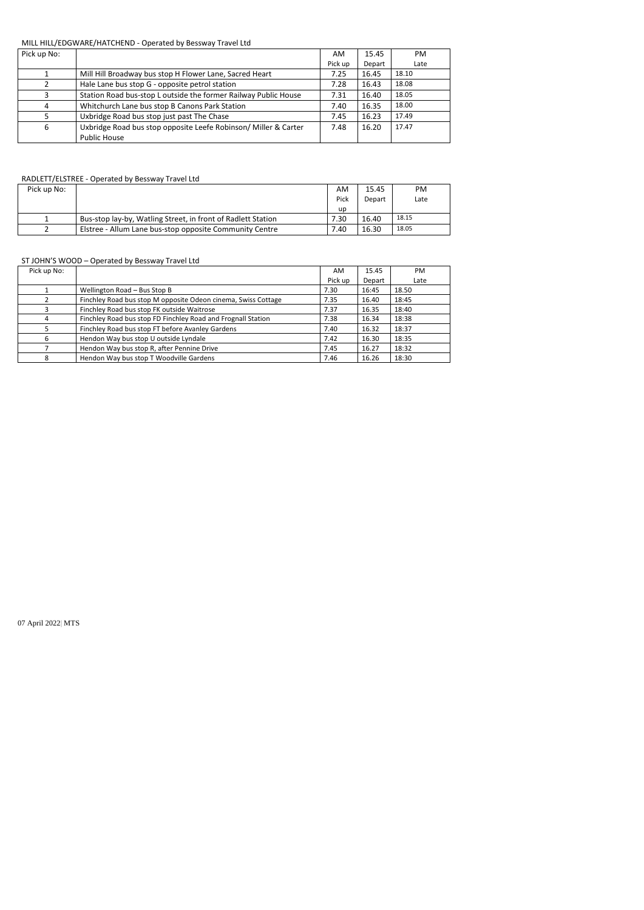MILL HILL/EDGWARE/HATCHEND - Operated by Bessway Travel Ltd

| Pick up No: | | AM Pick up | 15.45 Depart | PM Late |
|---|---|---|---|---|
| 1 | Mill Hill Broadway bus stop H Flower Lane, Sacred Heart | 7.25 | 16.45 | 18.10 |
| 2 | Hale Lane bus stop G - opposite petrol station | 7.28 | 16.43 | 18.08 |
| 3 | Station Road bus-stop L outside the former Railway Public House | 7.31 | 16.40 | 18.05 |
| 4 | Whitchurch Lane bus stop B Canons Park Station | 7.40 | 16.35 | 18.00 |
| 5 | Uxbridge Road bus stop just past The Chase | 7.45 | 16.23 | 17.49 |
| 6 | Uxbridge Road bus stop opposite Leefe Robinson/ Miller & Carter Public House | 7.48 | 16.20 | 17.47 |

RADLETT/ELSTREE - Operated by Bessway Travel Ltd

| Pick up No: | | AM Pick up | 15.45 Depart | PM Late |
|---|---|---|---|---|
| 1 | Bus-stop lay-by, Watling Street, in front of Radlett Station | 7.30 | 16.40 | 18.15 |
| 2 | Elstree - Allum Lane bus-stop opposite Community Centre | 7.40 | 16.30 | 18.05 |

ST JOHN'S WOOD – Operated by Bessway Travel Ltd

| Pick up No: | | AM Pick up | 15.45 Depart | PM Late |
|---|---|---|---|---|
| 1 | Wellington Road – Bus Stop B | 7.30 | 16:45 | 18.50 |
| 2 | Finchley Road bus stop M opposite Odeon cinema, Swiss Cottage | 7.35 | 16.40 | 18:45 |
| 3 | Finchley Road bus stop FK outside Waitrose | 7.37 | 16.35 | 18:40 |
| 4 | Finchley Road bus stop FD Finchley Road and Frognall Station | 7.38 | 16.34 | 18:38 |
| 5 | Finchley Road bus stop FT before Avanley Gardens | 7.40 | 16.32 | 18:37 |
| 6 | Hendon Way bus stop U outside Lyndale | 7.42 | 16.30 | 18:35 |
| 7 | Hendon Way bus stop R, after Pennine Drive | 7.45 | 16.27 | 18:32 |
| 8 | Hendon Way bus stop T Woodville Gardens | 7.46 | 16.26 | 18:30 |

07 April 2022| MTS